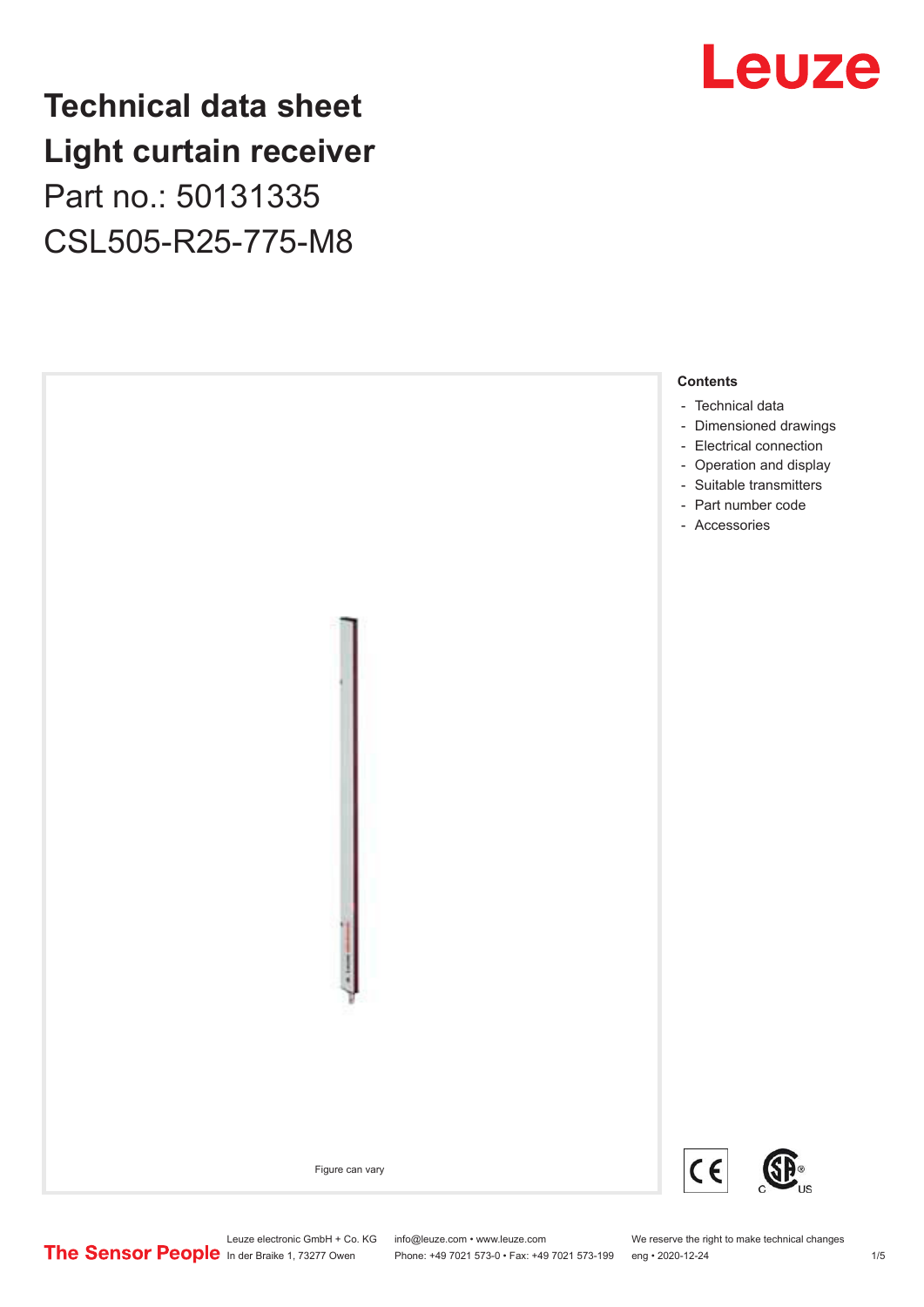# Technical data sheet
# Light curtain receiver

Part no.: 50131335

CSL505-R25-775-M8

Figure can vary

**Contents**

- Technical data
- Dimensioned drawings
- Electrical connection
- Operation and display
- Suitable transmitters
- Part number code
- Accessories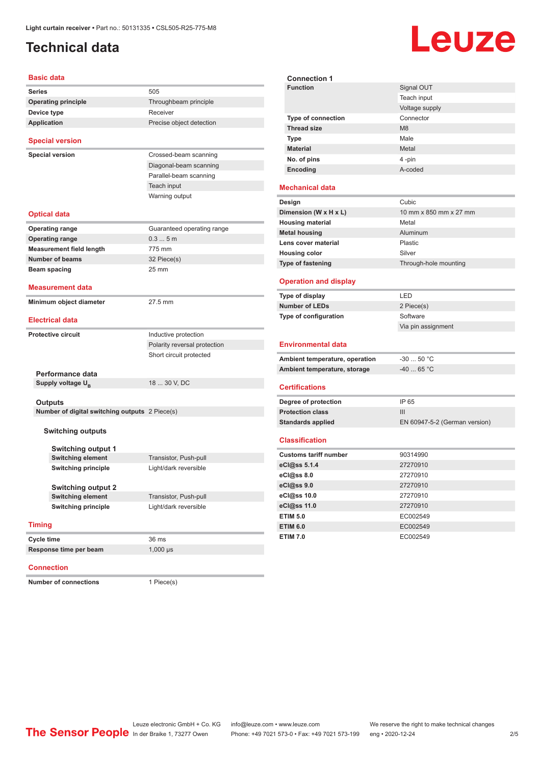# Technical data

## Basic data

| | |
|---|---|
| **Series** | 505 |
| **Operating principle** | Throughbeam principle |
| **Device type** | Receiver |
| **Application** | Precise object detection |

## Special version

| | |
|---|---|
| **Special version** | Crossed-beam scanning |
| | Diagonal-beam scanning |
| | Parallel-beam scanning |
| | Teach input |
| | Warning output |

## Optical data

| | |
|---|---|
| **Operating range** | Guaranteed operating range |
| **Operating range** | 0.3 ... 5 m |
| **Measurement field length** | 775 mm |
| **Number of beams** | 32 Piece(s) |
| **Beam spacing** | 25 mm |

## Measurement data

| | |
|---|---|
| **Minimum object diameter** | 27.5 mm |

## Electrical data

| | |
|---|---|
| **Protective circuit** | Inductive protection |
| | Polarity reversal protection |
| | Short circuit protected |

### Performance data

| | |
|---|---|
| **Supply voltage $U_B$** | 18 ... 30 V, DC |

### Outputs

| | |
|---|---|
| **Number of digital switching outputs** | 2 Piece(s) |

#### Switching outputs

##### Switching output 1

| | |
|---|---|
| **Switching element** | Transistor, Push-pull |
| **Switching principle** | Light/dark reversible |

##### Switching output 2

| | |
|---|---|
| **Switching element** | Transistor, Push-pull |
| **Switching principle** | Light/dark reversible |

## Timing

| | |
|---|---|
| **Cycle time** | 36 ms |
| **Response time per beam** | 1,000 µs |

## Connection

| | |
|---|---|
| **Number of connections** | 1 Piece(s) |

### Connection 1

| | |
|---|---|
| **Function** | Signal OUT |
| | Teach input |
| | Voltage supply |
| **Type of connection** | Connector |
| **Thread size** | M8 |
| **Type** | Male |
| **Material** | Metal |
| **No. of pins** | 4 -pin |
| **Encoding** | A-coded |

## Mechanical data

| | |
|---|---|
| **Design** | Cubic |
| **Dimension (W x H x L)** | 10 mm x 850 mm x 27 mm |
| **Housing material** | Metal |
| **Metal housing** | Aluminum |
| **Lens cover material** | Plastic |
| **Housing color** | Silver |
| **Type of fastening** | Through-hole mounting |

## Operation and display

| | |
|---|---|
| **Type of display** | LED |
| **Number of LEDs** | 2 Piece(s) |
| **Type of configuration** | Software |
| | Via pin assignment |

## Environmental data

| | |
|---|---|
| **Ambient temperature, operation** | -30 ... 50 °C |
| **Ambient temperature, storage** | -40 ... 65 °C |

## Certifications

| | |
|---|---|
| **Degree of protection** | IP 65 |
| **Protection class** | III |
| **Standards applied** | EN 60947-5-2 (German version) |

## Classification

| | |
|---|---|
| **Customs tariff number** | 90314990 |
| **eCl@ss 5.1.4** | 27270910 |
| **eCl@ss 8.0** | 27270910 |
| **eCl@ss 9.0** | 27270910 |
| **eCl@ss 10.0** | 27270910 |
| **eCl@ss 11.0** | 27270910 |
| **ETIM 5.0** | EC002549 |
| **ETIM 6.0** | EC002549 |
| **ETIM 7.0** | EC002549 |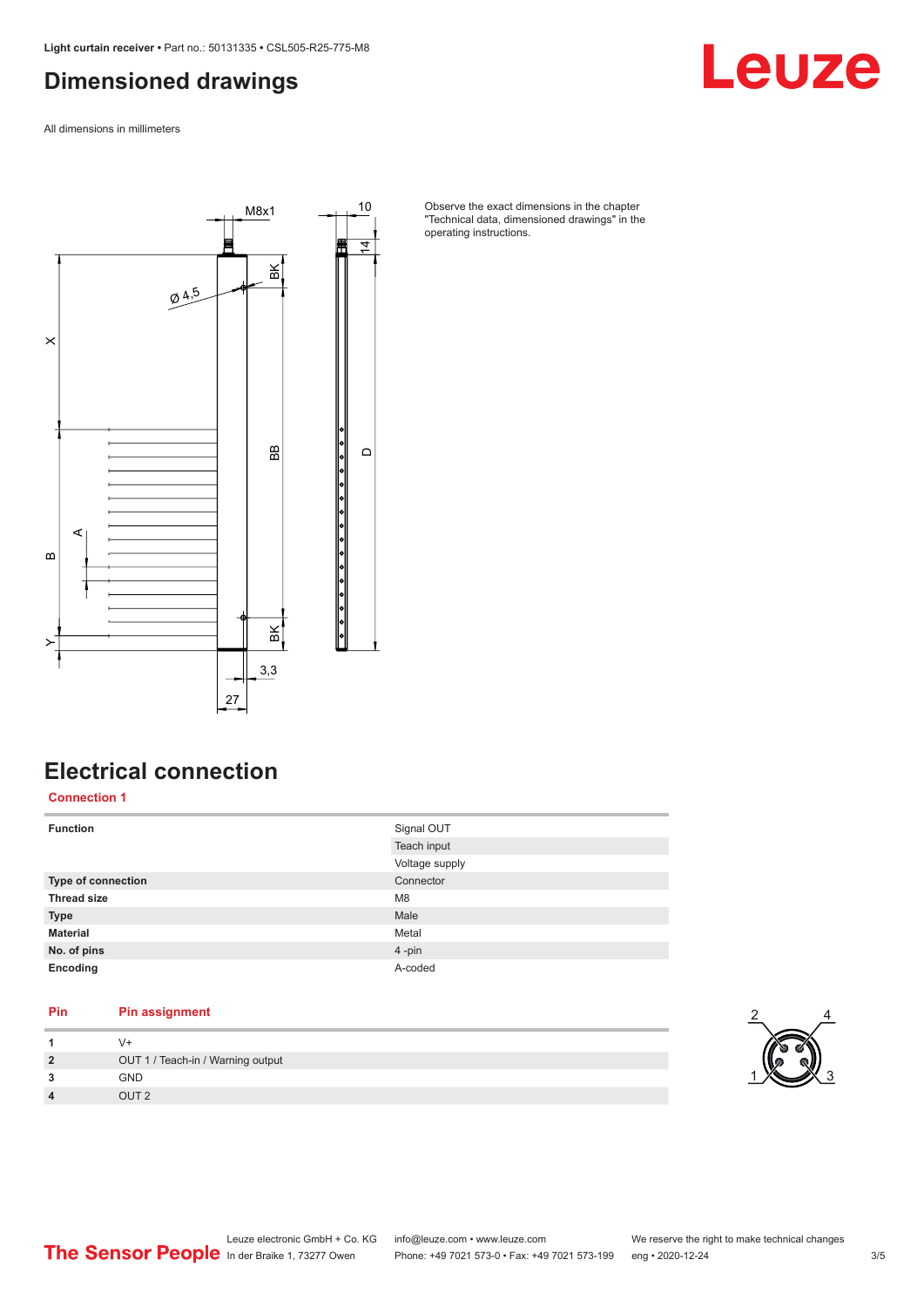# Dimensioned drawings

All dimensions in millimeters

Observe the exact dimensions in the chapter "Technical data, dimensioned drawings" in the operating instructions.

# Electrical connection

## Connection 1

| | |
|---|---|
| **Function** | Signal OUT |
| | Teach input |
| | Voltage supply |
| **Type of connection** | Connector |
| **Thread size** | M8 |
| **Type** | Male |
| **Material** | Metal |
| **No. of pins** | 4 -pin |
| **Encoding** | A-coded |

| Pin | Pin assignment |
|---|---|
| **1** | V+ |
| **2** | OUT 1 / Teach-in / Warning output |
| **3** | GND |
| **4** | OUT 2 |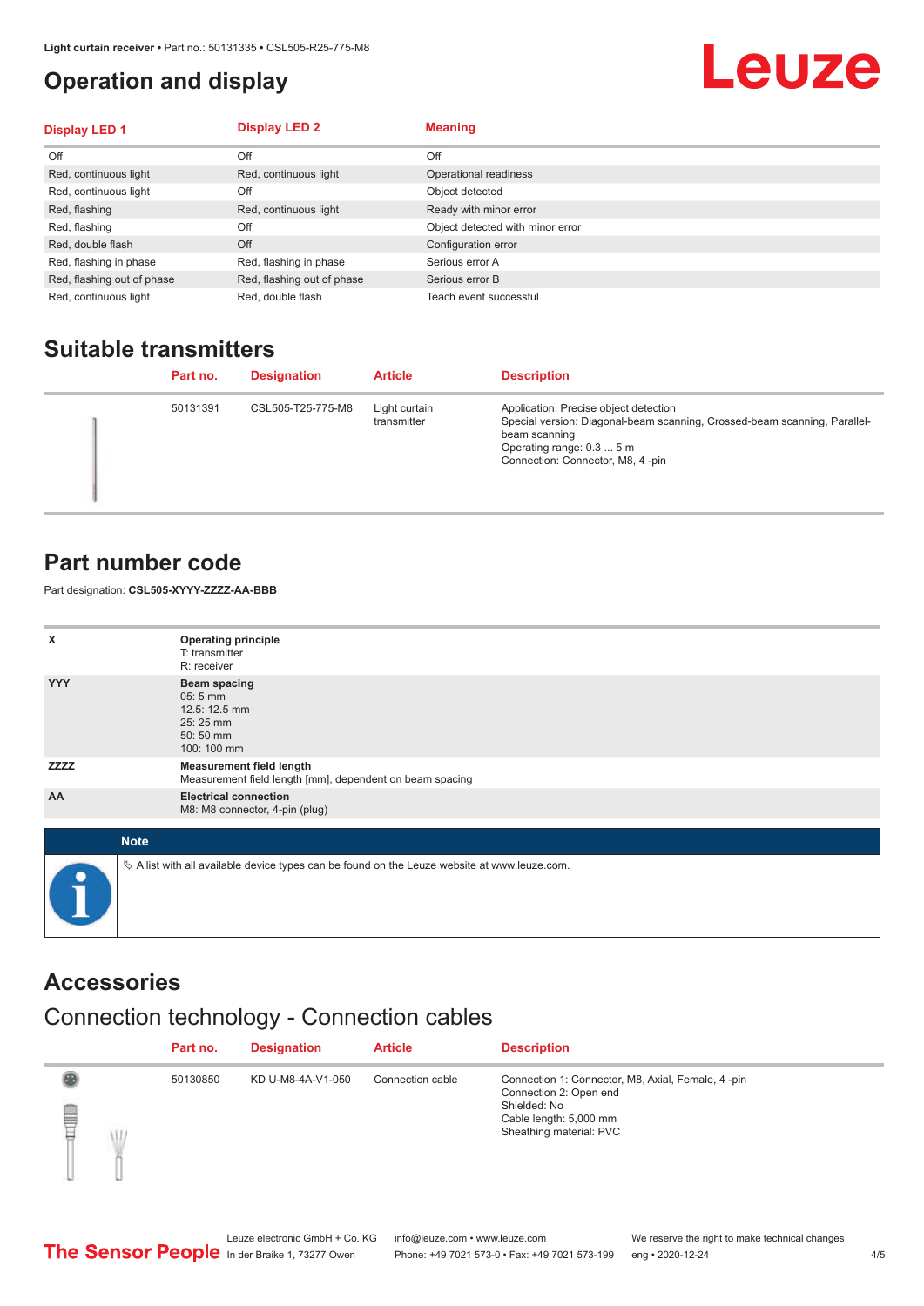# Operation and display

| Display LED 1 | Display LED 2 | Meaning |
| --- | --- | --- |
| Off | Off | Off |
| Red, continuous light | Red, continuous light | Operational readiness |
| Red, continuous light | Off | Object detected |
| Red, flashing | Red, continuous light | Ready with minor error |
| Red, flashing | Off | Object detected with minor error |
| Red, double flash | Off | Configuration error |
| Red, flashing in phase | Red, flashing in phase | Serious error A |
| Red, flashing out of phase | Red, flashing out of phase | Serious error B |
| Red, continuous light | Red, double flash | Teach event successful |

## Suitable transmitters

| Part no. | Designation | Article | Description |
| --- | --- | --- | --- |
| 50131391 | CSL505-T25-775-M8 | Light curtain transmitter | Application: Precise object detection<br>Special version: Diagonal-beam scanning, Crossed-beam scanning, Parallel-beam scanning<br>Operating range: 0.3 ... 5 m<br>Connection: Connector, M8, 4 -pin |

## Part number code

Part designation: **CSL505-XYYY-ZZZZ-AA-BBB**

| | |
| --- | --- |
| **X** | **Operating principle**<br>T: transmitter<br>R: receiver |
| **YYY** | **Beam spacing**<br>05: 5 mm<br>12.5: 12.5 mm<br>25: 25 mm<br>50: 50 mm<br>100: 100 mm |
| **ZZZZ** | **Measurement field length**<br>Measurement field length [mm], dependent on beam spacing |
| **AA** | **Electrical connection**<br>M8: M8 connector, 4-pin (plug) |

**Note**

A list with all available device types can be found on the Leuze website at www.leuze.com.

## Accessories

### Connection technology - Connection cables

| Part no. | Designation | Article | Description |
| --- | --- | --- | --- |
| 50130850 | KD U-M8-4A-V1-050 | Connection cable | Connection 1: Connector, M8, Axial, Female, 4 -pin<br>Connection 2: Open end<br>Shielded: No<br>Cable length: 5,000 mm<br>Sheathing material: PVC |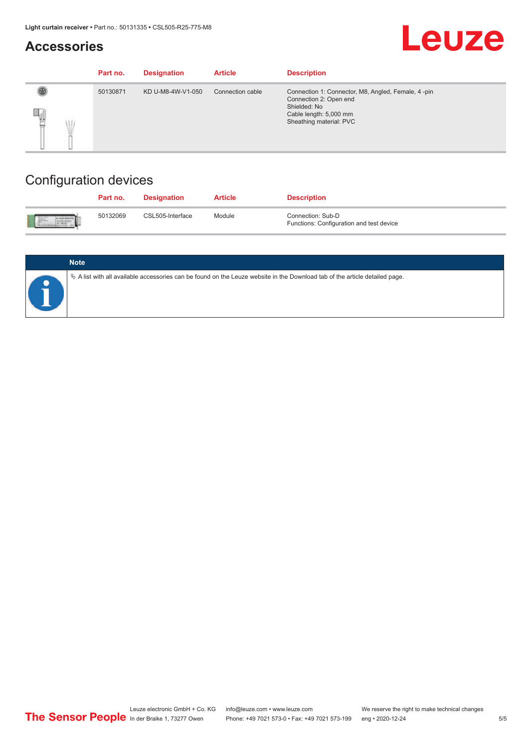## Accessories

| | Part no. | Designation | Article | Description |
|---|---|---|---|---|
| | 50130871 | KD U-M8-4W-V1-050 | Connection cable | Connection 1: Connector, M8, Angled, Female, 4 -pin<br>Connection 2: Open end<br>Shielded: No<br>Cable length: 5,000 mm<br>Sheathing material: PVC |

## Configuration devices

| | Part no. | Designation | Article | Description |
|---|---|---|---|---|
| | 50132069 | CSL505-Interface | Module | Connection: Sub-D<br>Functions: Configuration and test device |

**Note**

↳ A list with all available accessories can be found on the Leuze website in the Download tab of the article detailed page.